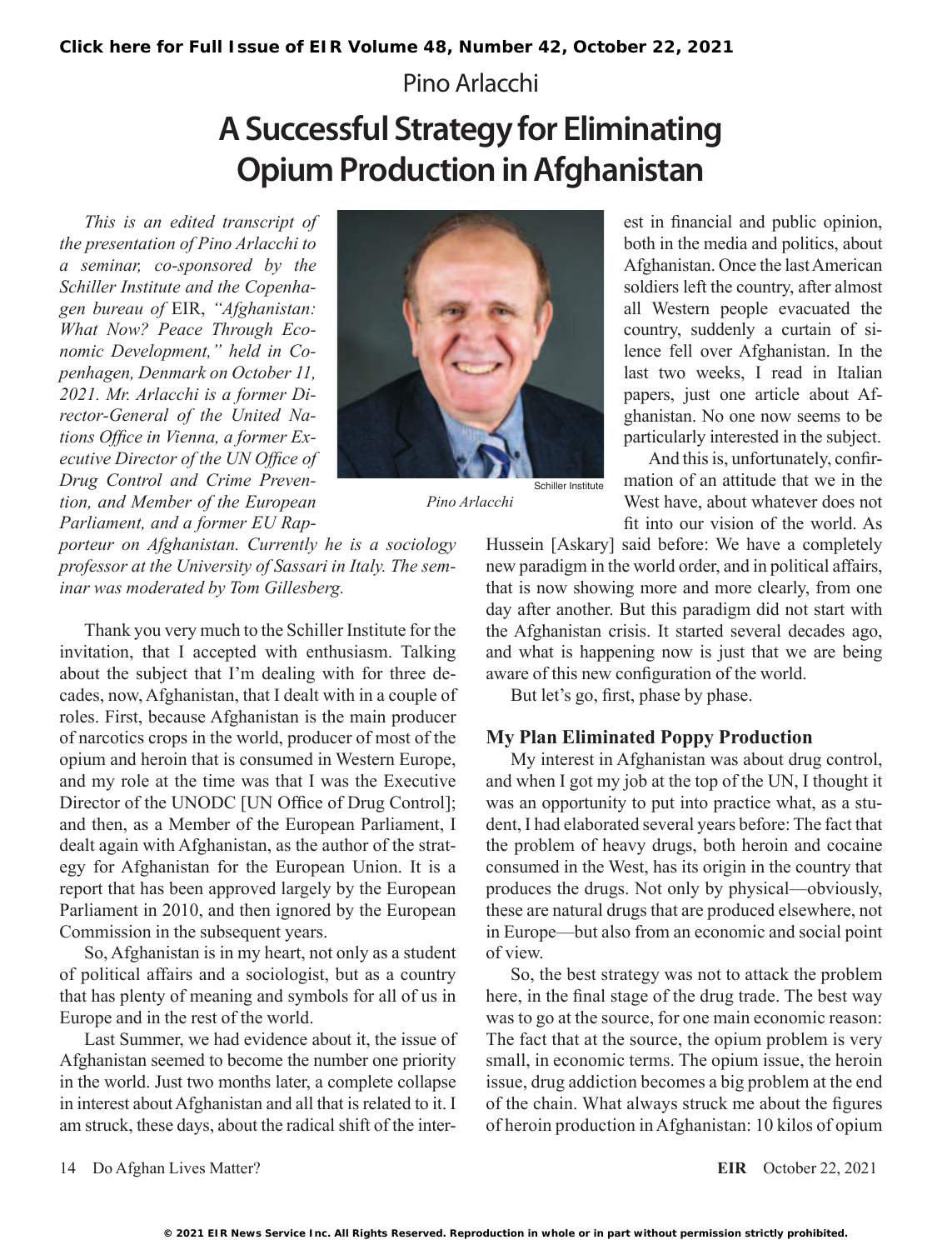Click here for Full Issue of EIR Volume 48, Number 42, October 22, 2021

Pino Arlacchi

# A Successful Strategy for Eliminating Opium Production in Afghanistan

*This is an edited transcript of the presentation of Pino Arlacchi to a seminar, co-sponsored by the Schiller Institute and the Copenhagen bureau of* EIR, *"Afghanistan: What Now? Peace Through Economic Development," held in Copenhagen, Denmark on October 11, 2021. Mr. Arlacchi is a former Director-General of the United Nations Office in Vienna, a former Executive Director of the UN Office of Drug Control and Crime Prevention, and Member of the European Parliament, and a former EU Rapporteur on Afghanistan. Currently he is a sociology professor at the University of Sassari in Italy. The seminar was moderated by Tom Gillesberg.*

Schiller Institute

*Pino Arlacchi*

Thank you very much to the Schiller Institute for the invitation, that I accepted with enthusiasm. Talking about the subject that I'm dealing with for three decades, now, Afghanistan, that I dealt with in a couple of roles. First, because Afghanistan is the main producer of narcotics crops in the world, producer of most of the opium and heroin that is consumed in Western Europe, and my role at the time was that I was the Executive Director of the UNODC [UN Office of Drug Control]; and then, as a Member of the European Parliament, I dealt again with Afghanistan, as the author of the strategy for Afghanistan for the European Union. It is a report that has been approved largely by the European Parliament in 2010, and then ignored by the European Commission in the subsequent years.

So, Afghanistan is in my heart, not only as a student of political affairs and a sociologist, but as a country that has plenty of meaning and symbols for all of us in Europe and in the rest of the world.

Last Summer, we had evidence about it, the issue of Afghanistan seemed to become the number one priority in the world. Just two months later, a complete collapse in interest about Afghanistan and all that is related to it. I am struck, these days, about the radical shift of the interest in financial and public opinion, both in the media and politics, about Afghanistan. Once the last American soldiers left the country, after almost all Western people evacuated the country, suddenly a curtain of silence fell over Afghanistan. In the last two weeks, I read in Italian papers, just one article about Afghanistan. No one now seems to be particularly interested in the subject.

And this is, unfortunately, confirmation of an attitude that we in the West have, about whatever does not fit into our vision of the world. As Hussein [Askary] said before: We have a completely new paradigm in the world order, and in political affairs, that is now showing more and more clearly, from one day after another. But this paradigm did not start with the Afghanistan crisis. It started several decades ago, and what is happening now is just that we are being aware of this new configuration of the world.

But let's go, first, phase by phase.

### My Plan Eliminated Poppy Production

My interest in Afghanistan was about drug control, and when I got my job at the top of the UN, I thought it was an opportunity to put into practice what, as a student, I had elaborated several years before: The fact that the problem of heavy drugs, both heroin and cocaine consumed in the West, has its origin in the country that produces the drugs. Not only by physical—obviously, these are natural drugs that are produced elsewhere, not in Europe—but also from an economic and social point of view.

So, the best strategy was not to attack the problem here, in the final stage of the drug trade. The best way was to go at the source, for one main economic reason: The fact that at the source, the opium problem is very small, in economic terms. The opium issue, the heroin issue, drug addiction becomes a big problem at the end of the chain. What always struck me about the figures of heroin production in Afghanistan: 10 kilos of opium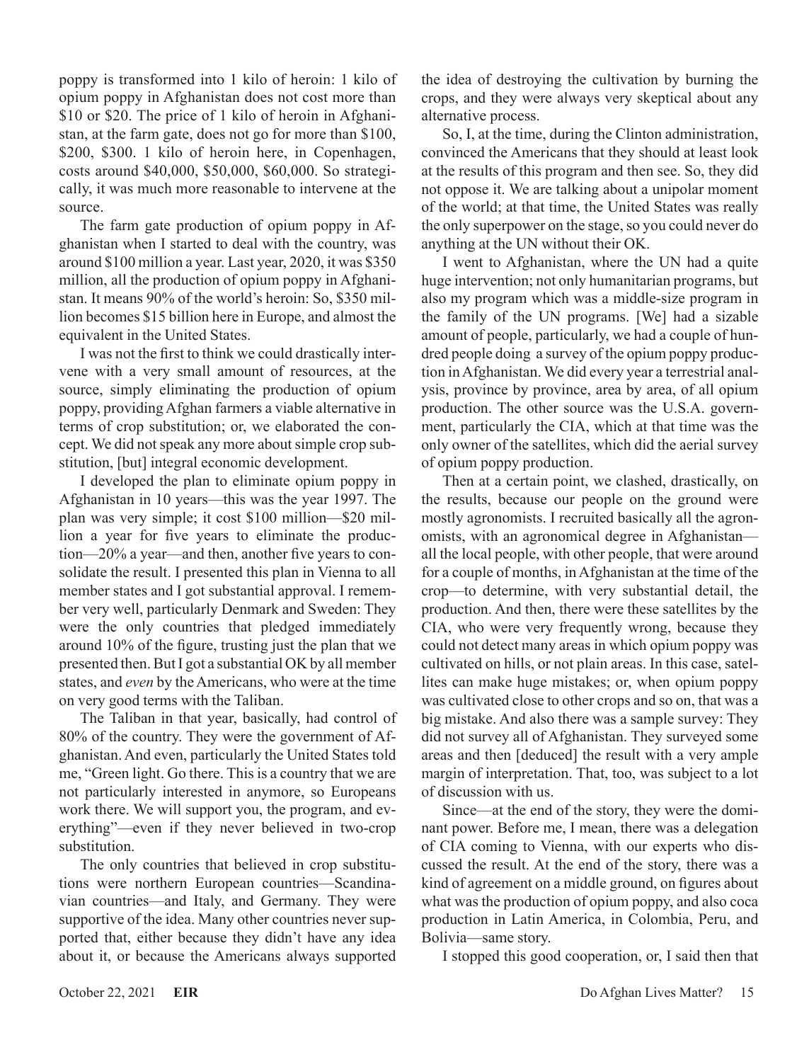poppy is transformed into 1 kilo of heroin: 1 kilo of opium poppy in Afghanistan does not cost more than $10 or $20. The price of 1 kilo of heroin in Afghanistan, at the farm gate, does not go for more than $100, $200, $300. 1 kilo of heroin here, in Copenhagen, costs around $40,000, $50,000, $60,000. So strategically, it was much more reasonable to intervene at the source.

The farm gate production of opium poppy in Afghanistan when I started to deal with the country, was around $100 million a year. Last year, 2020, it was $350 million, all the production of opium poppy in Afghanistan. It means 90% of the world's heroin: So, $350 million becomes $15 billion here in Europe, and almost the equivalent in the United States.

I was not the first to think we could drastically intervene with a very small amount of resources, at the source, simply eliminating the production of opium poppy, providing Afghan farmers a viable alternative in terms of crop substitution; or, we elaborated the concept. We did not speak any more about simple crop substitution, [but] integral economic development.

I developed the plan to eliminate opium poppy in Afghanistan in 10 years—this was the year 1997. The plan was very simple; it cost $100 million—$20 million a year for five years to eliminate the production—20% a year—and then, another five years to consolidate the result. I presented this plan in Vienna to all member states and I got substantial approval. I remember very well, particularly Denmark and Sweden: They were the only countries that pledged immediately around 10% of the figure, trusting just the plan that we presented then. But I got a substantial OK by all member states, and *even* by the Americans, who were at the time on very good terms with the Taliban.

The Taliban in that year, basically, had control of 80% of the country. They were the government of Afghanistan. And even, particularly the United States told me, "Green light. Go there. This is a country that we are not particularly interested in anymore, so Europeans work there. We will support you, the program, and everything"—even if they never believed in two-crop substitution.

The only countries that believed in crop substitutions were northern European countries—Scandinavian countries—and Italy, and Germany. They were supportive of the idea. Many other countries never supported that, either because they didn't have any idea about it, or because the Americans always supported the idea of destroying the cultivation by burning the crops, and they were always very skeptical about any alternative process.

So, I, at the time, during the Clinton administration, convinced the Americans that they should at least look at the results of this program and then see. So, they did not oppose it. We are talking about a unipolar moment of the world; at that time, the United States was really the only superpower on the stage, so you could never do anything at the UN without their OK.

I went to Afghanistan, where the UN had a quite huge intervention; not only humanitarian programs, but also my program which was a middle-size program in the family of the UN programs. [We] had a sizable amount of people, particularly, we had a couple of hundred people doing a survey of the opium poppy production in Afghanistan. We did every year a terrestrial analysis, province by province, area by area, of all opium production. The other source was the U.S.A. government, particularly the CIA, which at that time was the only owner of the satellites, which did the aerial survey of opium poppy production.

Then at a certain point, we clashed, drastically, on the results, because our people on the ground were mostly agronomists. I recruited basically all the agronomists, with an agronomical degree in Afghanistan—all the local people, with other people, that were around for a couple of months, in Afghanistan at the time of the crop—to determine, with very substantial detail, the production. And then, there were these satellites by the CIA, who were very frequently wrong, because they could not detect many areas in which opium poppy was cultivated on hills, or not plain areas. In this case, satellites can make huge mistakes; or, when opium poppy was cultivated close to other crops and so on, that was a big mistake. And also there was a sample survey: They did not survey all of Afghanistan. They surveyed some areas and then [deduced] the result with a very ample margin of interpretation. That, too, was subject to a lot of discussion with us.

Since—at the end of the story, they were the dominant power. Before me, I mean, there was a delegation of CIA coming to Vienna, with our experts who discussed the result. At the end of the story, there was a kind of agreement on a middle ground, on figures about what was the production of opium poppy, and also coca production in Latin America, in Colombia, Peru, and Bolivia—same story.

I stopped this good cooperation, or, I said then that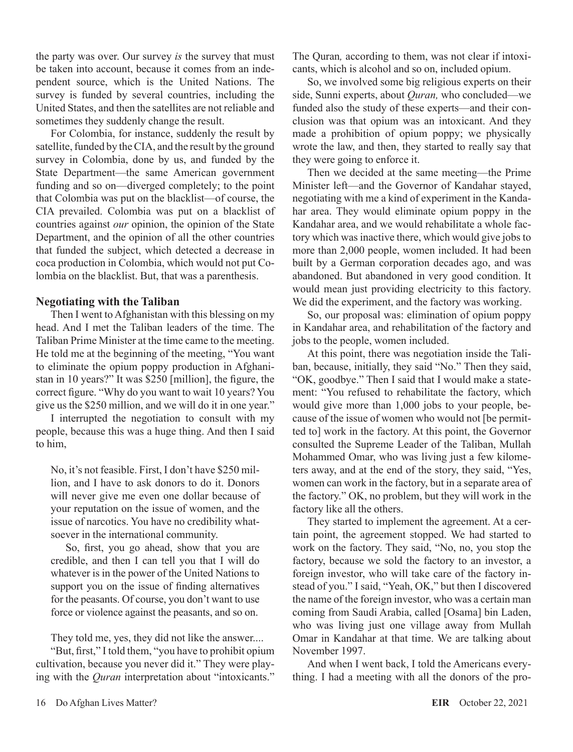the party was over. Our survey *is* the survey that must be taken into account, because it comes from an independent source, which is the United Nations. The survey is funded by several countries, including the United States, and then the satellites are not reliable and sometimes they suddenly change the result.

For Colombia, for instance, suddenly the result by satellite, funded by the CIA, and the result by the ground survey in Colombia, done by us, and funded by the State Department—the same American government funding and so on—diverged completely; to the point that Colombia was put on the blacklist—of course, the CIA prevailed. Colombia was put on a blacklist of countries against *our* opinion, the opinion of the State Department, and the opinion of all the other countries that funded the subject, which detected a decrease in coca production in Colombia, which would not put Colombia on the blacklist. But, that was a parenthesis.

### Negotiating with the Taliban

Then I went to Afghanistan with this blessing on my head. And I met the Taliban leaders of the time. The Taliban Prime Minister at the time came to the meeting. He told me at the beginning of the meeting, "You want to eliminate the opium poppy production in Afghanistan in 10 years?" It was $250 [million], the figure, the correct figure. "Why do you want to wait 10 years? You give us the $250 million, and we will do it in one year."

I interrupted the negotiation to consult with my people, because this was a huge thing. And then I said to him,

> No, it's not feasible. First, I don't have $250 million, and I have to ask donors to do it. Donors will never give me even one dollar because of your reputation on the issue of women, and the issue of narcotics. You have no credibility whatsoever in the international community.
>
> So, first, you go ahead, show that you are credible, and then I can tell you that I will do whatever is in the power of the United Nations to support you on the issue of finding alternatives for the peasants. Of course, you don't want to use force or violence against the peasants, and so on.

They told me, yes, they did not like the answer....

"But, first," I told them, "you have to prohibit opium cultivation, because you never did it." They were playing with the *Quran* interpretation about "intoxicants." The Quran*,* according to them, was not clear if intoxicants, which is alcohol and so on, included opium.

So, we involved some big religious experts on their side, Sunni experts, about *Quran,* who concluded—we funded also the study of these experts—and their conclusion was that opium was an intoxicant. And they made a prohibition of opium poppy; we physically wrote the law, and then, they started to really say that they were going to enforce it.

Then we decided at the same meeting—the Prime Minister left—and the Governor of Kandahar stayed, negotiating with me a kind of experiment in the Kandahar area. They would eliminate opium poppy in the Kandahar area, and we would rehabilitate a whole factory which was inactive there, which would give jobs to more than 2,000 people, women included. It had been built by a German corporation decades ago, and was abandoned. But abandoned in very good condition. It would mean just providing electricity to this factory. We did the experiment, and the factory was working.

So, our proposal was: elimination of opium poppy in Kandahar area, and rehabilitation of the factory and jobs to the people, women included.

At this point, there was negotiation inside the Taliban, because, initially, they said "No." Then they said, "OK, goodbye." Then I said that I would make a statement: "You refused to rehabilitate the factory, which would give more than 1,000 jobs to your people, because of the issue of women who would not [be permitted to] work in the factory. At this point, the Governor consulted the Supreme Leader of the Taliban, Mullah Mohammed Omar, who was living just a few kilometers away, and at the end of the story, they said, "Yes, women can work in the factory, but in a separate area of the factory." OK, no problem, but they will work in the factory like all the others.

They started to implement the agreement. At a certain point, the agreement stopped. We had started to work on the factory. They said, "No, no, you stop the factory, because we sold the factory to an investor, a foreign investor, who will take care of the factory instead of you." I said, "Yeah, OK," but then I discovered the name of the foreign investor, who was a certain man coming from Saudi Arabia, called [Osama] bin Laden, who was living just one village away from Mullah Omar in Kandahar at that time. We are talking about November 1997.

And when I went back, I told the Americans everything. I had a meeting with all the donors of the pro-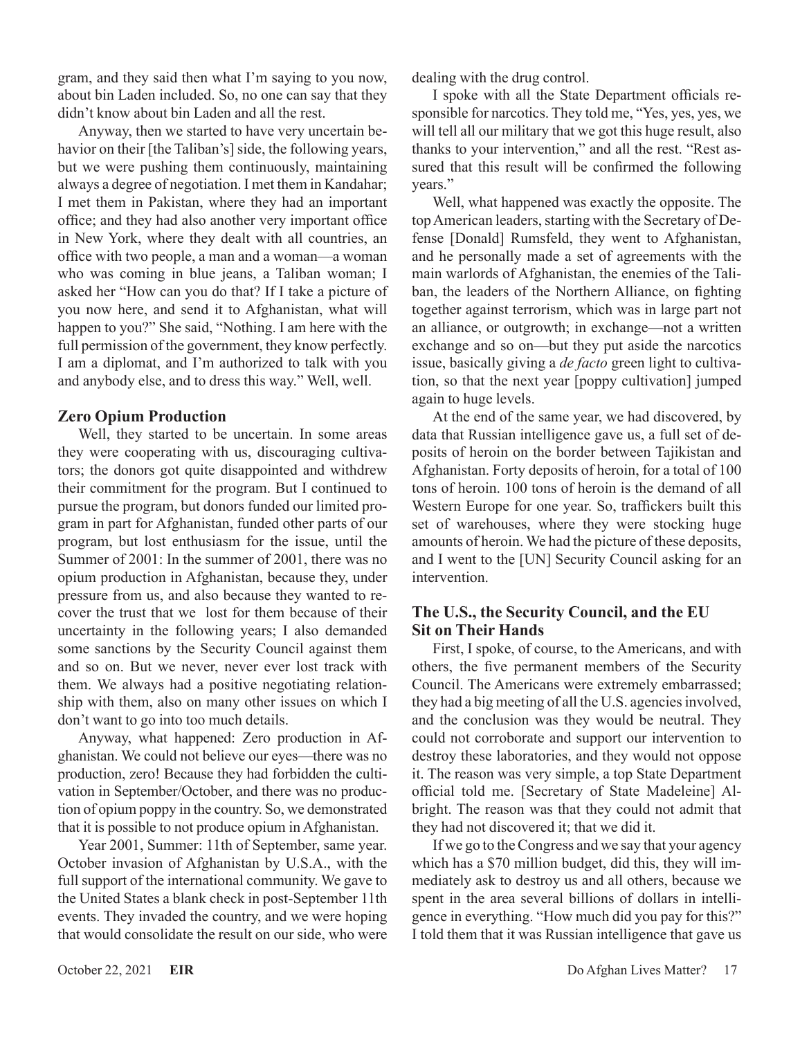gram, and they said then what I'm saying to you now, about bin Laden included. So, no one can say that they didn't know about bin Laden and all the rest.

Anyway, then we started to have very uncertain behavior on their [the Taliban's] side, the following years, but we were pushing them continuously, maintaining always a degree of negotiation. I met them in Kandahar; I met them in Pakistan, where they had an important office; and they had also another very important office in New York, where they dealt with all countries, an office with two people, a man and a woman—a woman who was coming in blue jeans, a Taliban woman; I asked her "How can you do that? If I take a picture of you now here, and send it to Afghanistan, what will happen to you?" She said, "Nothing. I am here with the full permission of the government, they know perfectly. I am a diplomat, and I'm authorized to talk with you and anybody else, and to dress this way." Well, well.

### Zero Opium Production

Well, they started to be uncertain. In some areas they were cooperating with us, discouraging cultivators; the donors got quite disappointed and withdrew their commitment for the program. But I continued to pursue the program, but donors funded our limited program in part for Afghanistan, funded other parts of our program, but lost enthusiasm for the issue, until the Summer of 2001: In the summer of 2001, there was no opium production in Afghanistan, because they, under pressure from us, and also because they wanted to recover the trust that we lost for them because of their uncertainty in the following years; I also demanded some sanctions by the Security Council against them and so on. But we never, never ever lost track with them. We always had a positive negotiating relationship with them, also on many other issues on which I don't want to go into too much details.

Anyway, what happened: Zero production in Afghanistan. We could not believe our eyes—there was no production, zero! Because they had forbidden the cultivation in September/October, and there was no production of opium poppy in the country. So, we demonstrated that it is possible to not produce opium in Afghanistan.

Year 2001, Summer: 11th of September, same year. October invasion of Afghanistan by U.S.A., with the full support of the international community. We gave to the United States a blank check in post-September 11th events. They invaded the country, and we were hoping that would consolidate the result on our side, who were dealing with the drug control.

I spoke with all the State Department officials responsible for narcotics. They told me, "Yes, yes, yes, we will tell all our military that we got this huge result, also thanks to your intervention," and all the rest. "Rest assured that this result will be confirmed the following years."

Well, what happened was exactly the opposite. The top American leaders, starting with the Secretary of Defense [Donald] Rumsfeld, they went to Afghanistan, and he personally made a set of agreements with the main warlords of Afghanistan, the enemies of the Taliban, the leaders of the Northern Alliance, on fighting together against terrorism, which was in large part not an alliance, or outgrowth; in exchange—not a written exchange and so on—but they put aside the narcotics issue, basically giving a *de facto* green light to cultivation, so that the next year [poppy cultivation] jumped again to huge levels.

At the end of the same year, we had discovered, by data that Russian intelligence gave us, a full set of deposits of heroin on the border between Tajikistan and Afghanistan. Forty deposits of heroin, for a total of 100 tons of heroin. 100 tons of heroin is the demand of all Western Europe for one year. So, traffickers built this set of warehouses, where they were stocking huge amounts of heroin. We had the picture of these deposits, and I went to the [UN] Security Council asking for an intervention.

### The U.S., the Security Council, and the EU Sit on Their Hands

First, I spoke, of course, to the Americans, and with others, the five permanent members of the Security Council. The Americans were extremely embarrassed; they had a big meeting of all the U.S. agencies involved, and the conclusion was they would be neutral. They could not corroborate and support our intervention to destroy these laboratories, and they would not oppose it. The reason was very simple, a top State Department official told me. [Secretary of State Madeleine] Albright. The reason was that they could not admit that they had not discovered it; that we did it.

If we go to the Congress and we say that your agency which has a $70 million budget, did this, they will immediately ask to destroy us and all others, because we spent in the area several billions of dollars in intelligence in everything. "How much did you pay for this?" I told them that it was Russian intelligence that gave us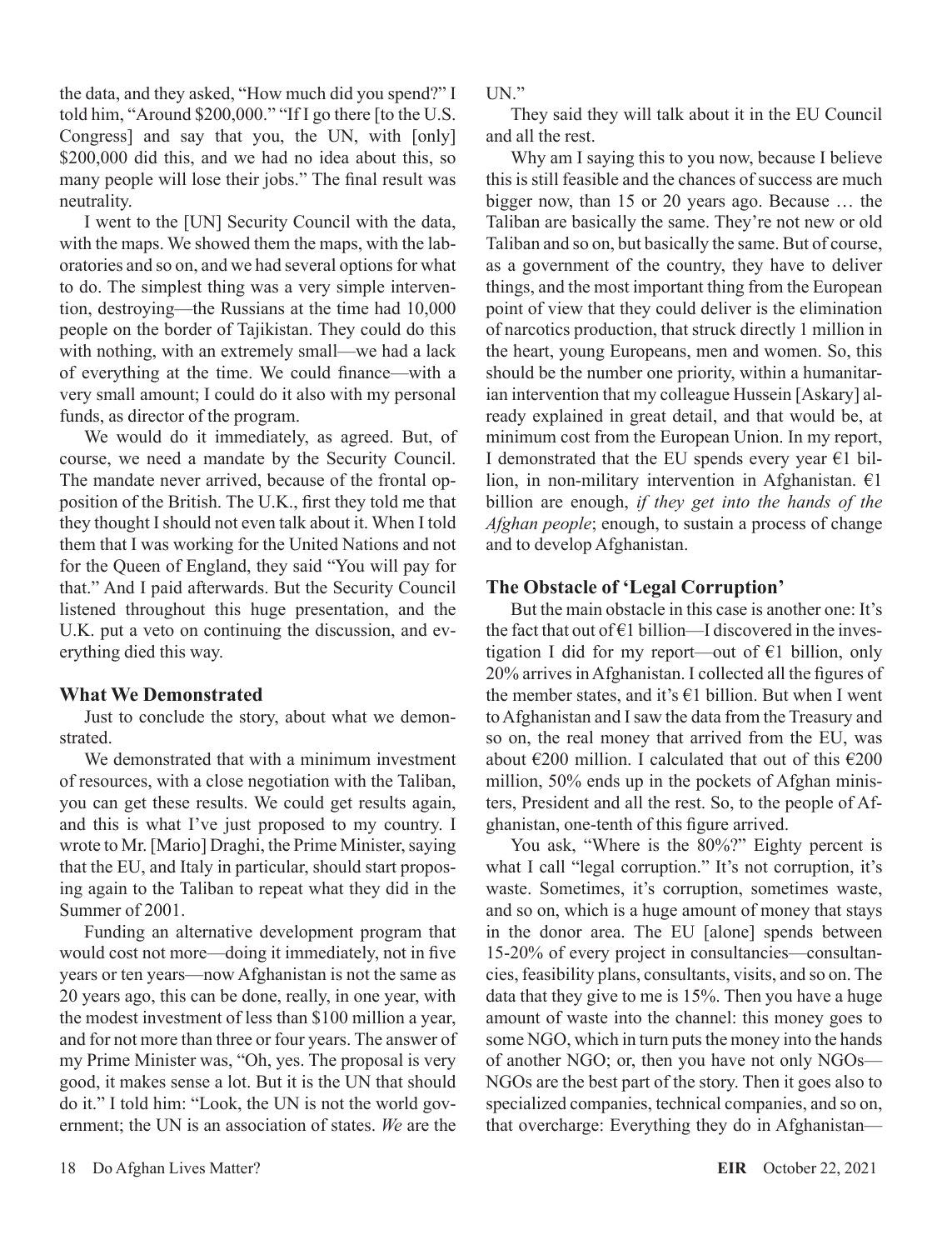the data, and they asked, "How much did you spend?" I told him, "Around $200,000." "If I go there [to the U.S. Congress] and say that you, the UN, with [only] $200,000 did this, and we had no idea about this, so many people will lose their jobs." The final result was neutrality.

I went to the [UN] Security Council with the data, with the maps. We showed them the maps, with the laboratories and so on, and we had several options for what to do. The simplest thing was a very simple intervention, destroying—the Russians at the time had 10,000 people on the border of Tajikistan. They could do this with nothing, with an extremely small—we had a lack of everything at the time. We could finance—with a very small amount; I could do it also with my personal funds, as director of the program.

We would do it immediately, as agreed. But, of course, we need a mandate by the Security Council. The mandate never arrived, because of the frontal opposition of the British. The U.K., first they told me that they thought I should not even talk about it. When I told them that I was working for the United Nations and not for the Queen of England, they said "You will pay for that." And I paid afterwards. But the Security Council listened throughout this huge presentation, and the U.K. put a veto on continuing the discussion, and everything died this way.

### What We Demonstrated

Just to conclude the story, about what we demonstrated.

We demonstrated that with a minimum investment of resources, with a close negotiation with the Taliban, you can get these results. We could get results again, and this is what I've just proposed to my country. I wrote to Mr. [Mario] Draghi, the Prime Minister, saying that the EU, and Italy in particular, should start proposing again to the Taliban to repeat what they did in the Summer of 2001.

Funding an alternative development program that would cost not more—doing it immediately, not in five years or ten years—now Afghanistan is not the same as 20 years ago, this can be done, really, in one year, with the modest investment of less than $100 million a year, and for not more than three or four years. The answer of my Prime Minister was, "Oh, yes. The proposal is very good, it makes sense a lot. But it is the UN that should do it." I told him: "Look, the UN is not the world government; the UN is an association of states. *We* are the UN."

They said they will talk about it in the EU Council and all the rest.

Why am I saying this to you now, because I believe this is still feasible and the chances of success are much bigger now, than 15 or 20 years ago. Because … the Taliban are basically the same. They're not new or old Taliban and so on, but basically the same. But of course, as a government of the country, they have to deliver things, and the most important thing from the European point of view that they could deliver is the elimination of narcotics production, that struck directly 1 million in the heart, young Europeans, men and women. So, this should be the number one priority, within a humanitarian intervention that my colleague Hussein [Askary] already explained in great detail, and that would be, at minimum cost from the European Union. In my report, I demonstrated that the EU spends every year €1 billion, in non-military intervention in Afghanistan. €1 billion are enough, *if they get into the hands of the Afghan people*; enough, to sustain a process of change and to develop Afghanistan.

### The Obstacle of 'Legal Corruption'

But the main obstacle in this case is another one: It's the fact that out of €1 billion—I discovered in the investigation I did for my report—out of €1 billion, only 20% arrives in Afghanistan. I collected all the figures of the member states, and it's €1 billion. But when I went to Afghanistan and I saw the data from the Treasury and so on, the real money that arrived from the EU, was about €200 million. I calculated that out of this €200 million, 50% ends up in the pockets of Afghan ministers, President and all the rest. So, to the people of Afghanistan, one-tenth of this figure arrived.

You ask, "Where is the 80%?" Eighty percent is what I call "legal corruption." It's not corruption, it's waste. Sometimes, it's corruption, sometimes waste, and so on, which is a huge amount of money that stays in the donor area. The EU [alone] spends between 15-20% of every project in consultancies—consultancies, feasibility plans, consultants, visits, and so on. The data that they give to me is 15%. Then you have a huge amount of waste into the channel: this money goes to some NGO, which in turn puts the money into the hands of another NGO; or, then you have not only NGOs—NGOs are the best part of the story. Then it goes also to specialized companies, technical companies, and so on, that overcharge: Everything they do in Afghanistan—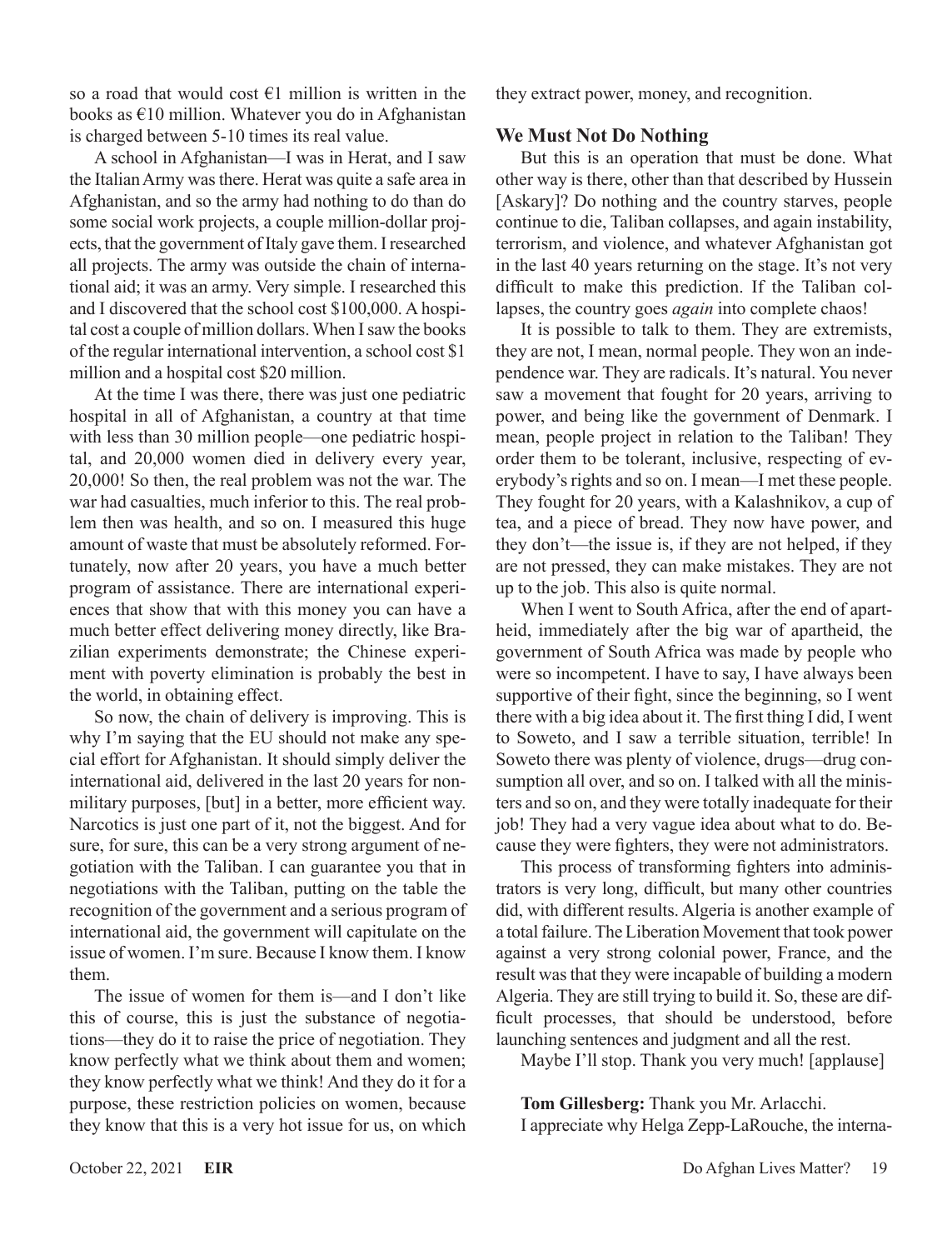so a road that would cost €1 million is written in the books as €10 million. Whatever you do in Afghanistan is charged between 5-10 times its real value.

A school in Afghanistan—I was in Herat, and I saw the Italian Army was there. Herat was quite a safe area in Afghanistan, and so the army had nothing to do than do some social work projects, a couple million-dollar projects, that the government of Italy gave them. I researched all projects. The army was outside the chain of international aid; it was an army. Very simple. I researched this and I discovered that the school cost $100,000. A hospital cost a couple of million dollars. When I saw the books of the regular international intervention, a school cost $1 million and a hospital cost $20 million.

At the time I was there, there was just one pediatric hospital in all of Afghanistan, a country at that time with less than 30 million people—one pediatric hospital, and 20,000 women died in delivery every year, 20,000! So then, the real problem was not the war. The war had casualties, much inferior to this. The real problem then was health, and so on. I measured this huge amount of waste that must be absolutely reformed. Fortunately, now after 20 years, you have a much better program of assistance. There are international experiences that show that with this money you can have a much better effect delivering money directly, like Brazilian experiments demonstrate; the Chinese experiment with poverty elimination is probably the best in the world, in obtaining effect.

So now, the chain of delivery is improving. This is why I'm saying that the EU should not make any special effort for Afghanistan. It should simply deliver the international aid, delivered in the last 20 years for non-military purposes, [but] in a better, more efficient way. Narcotics is just one part of it, not the biggest. And for sure, for sure, this can be a very strong argument of negotiation with the Taliban. I can guarantee you that in negotiations with the Taliban, putting on the table the recognition of the government and a serious program of international aid, the government will capitulate on the issue of women. I'm sure. Because I know them. I know them.

The issue of women for them is—and I don't like this of course, this is just the substance of negotiations—they do it to raise the price of negotiation. They know perfectly what we think about them and women; they know perfectly what we think! And they do it for a purpose, these restriction policies on women, because they know that this is a very hot issue for us, on which they extract power, money, and recognition.

## We Must Not Do Nothing

But this is an operation that must be done. What other way is there, other than that described by Hussein [Askary]? Do nothing and the country starves, people continue to die, Taliban collapses, and again instability, terrorism, and violence, and whatever Afghanistan got in the last 40 years returning on the stage. It's not very difficult to make this prediction. If the Taliban collapses, the country goes *again* into complete chaos!

It is possible to talk to them. They are extremists, they are not, I mean, normal people. They won an independence war. They are radicals. It's natural. You never saw a movement that fought for 20 years, arriving to power, and being like the government of Denmark. I mean, people project in relation to the Taliban! They order them to be tolerant, inclusive, respecting of everybody's rights and so on. I mean—I met these people. They fought for 20 years, with a Kalashnikov, a cup of tea, and a piece of bread. They now have power, and they don't—the issue is, if they are not helped, if they are not pressed, they can make mistakes. They are not up to the job. This also is quite normal.

When I went to South Africa, after the end of apartheid, immediately after the big war of apartheid, the government of South Africa was made by people who were so incompetent. I have to say, I have always been supportive of their fight, since the beginning, so I went there with a big idea about it. The first thing I did, I went to Soweto, and I saw a terrible situation, terrible! In Soweto there was plenty of violence, drugs—drug consumption all over, and so on. I talked with all the ministers and so on, and they were totally inadequate for their job! They had a very vague idea about what to do. Because they were fighters, they were not administrators.

This process of transforming fighters into administrators is very long, difficult, but many other countries did, with different results. Algeria is another example of a total failure. The Liberation Movement that took power against a very strong colonial power, France, and the result was that they were incapable of building a modern Algeria. They are still trying to build it. So, these are difficult processes, that should be understood, before launching sentences and judgment and all the rest.

Maybe I'll stop. Thank you very much! [applause]

**Tom Gillesberg:** Thank you Mr. Arlacchi.

I appreciate why Helga Zepp-LaRouche, the interna-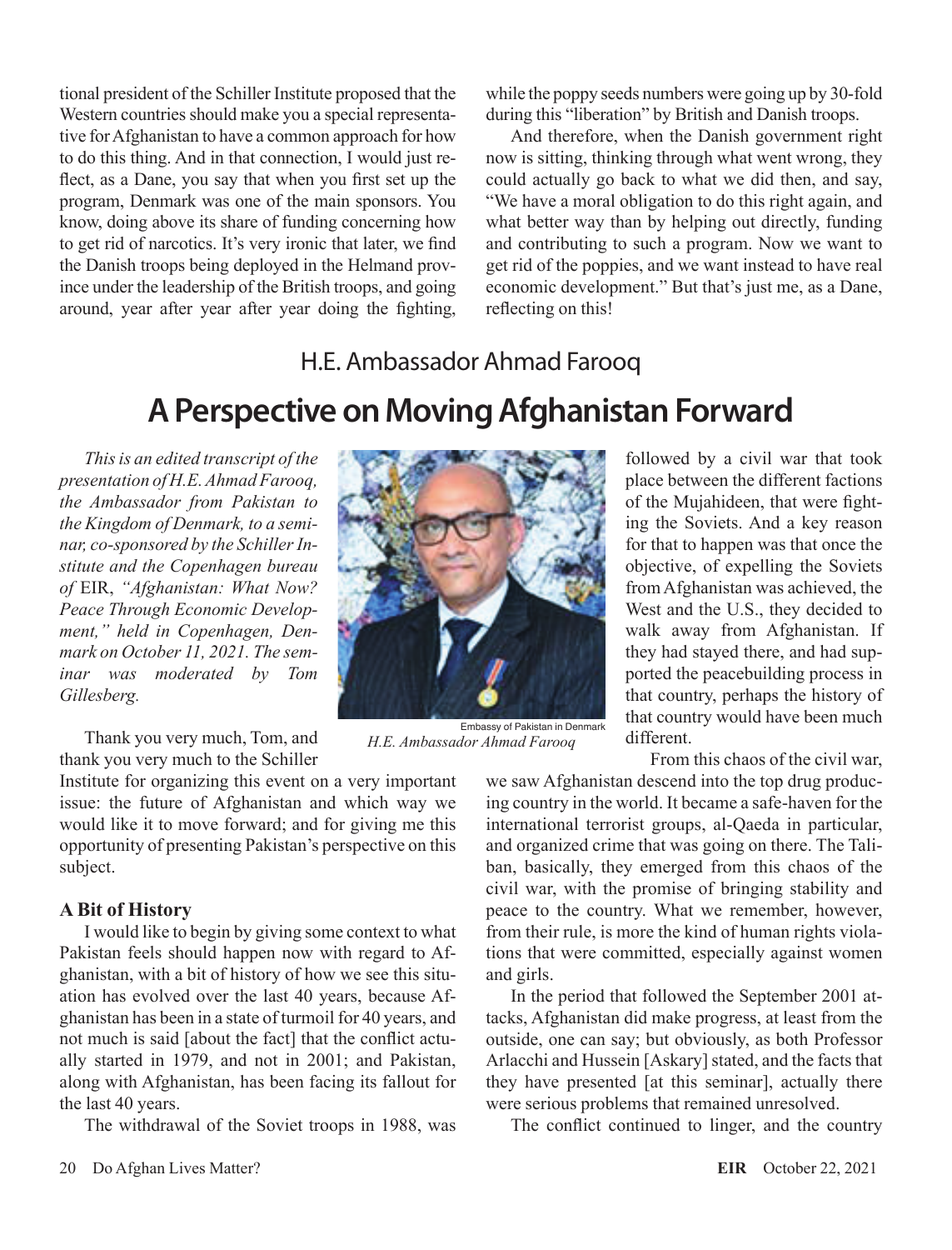tional president of the Schiller Institute proposed that the Western countries should make you a special representative for Afghanistan to have a common approach for how to do this thing. And in that connection, I would just reflect, as a Dane, you say that when you first set up the program, Denmark was one of the main sponsors. You know, doing above its share of funding concerning how to get rid of narcotics. It's very ironic that later, we find the Danish troops being deployed in the Helmand province under the leadership of the British troops, and going around, year after year after year doing the fighting, while the poppy seeds numbers were going up by 30-fold during this "liberation" by British and Danish troops.

And therefore, when the Danish government right now is sitting, thinking through what went wrong, they could actually go back to what we did then, and say, "We have a moral obligation to do this right again, and what better way than by helping out directly, funding and contributing to such a program. Now we want to get rid of the poppies, and we want instead to have real economic development." But that's just me, as a Dane, reflecting on this!

H.E. Ambassador Ahmad Farooq

# A Perspective on Moving Afghanistan Forward

*This is an edited transcript of the presentation of H.E. Ahmad Farooq, the Ambassador from Pakistan to the Kingdom of Denmark, to a seminar, co-sponsored by the Schiller Institute and the Copenhagen bureau of* EIR, *"Afghanistan: What Now? Peace Through Economic Development," held in Copenhagen, Denmark on October 11, 2021. The seminar was moderated by Tom Gillesberg.*

Embassy of Pakistan in Denmark
*H.E. Ambassador Ahmad Farooq*

Thank you very much, Tom, and thank you very much to the Schiller Institute for organizing this event on a very important issue: the future of Afghanistan and which way we would like it to move forward; and for giving me this opportunity of presenting Pakistan's perspective on this subject.

### A Bit of History

I would like to begin by giving some context to what Pakistan feels should happen now with regard to Afghanistan, with a bit of history of how we see this situation has evolved over the last 40 years, because Afghanistan has been in a state of turmoil for 40 years, and not much is said [about the fact] that the conflict actually started in 1979, and not in 2001; and Pakistan, along with Afghanistan, has been facing its fallout for the last 40 years.

The withdrawal of the Soviet troops in 1988, was followed by a civil war that took place between the different factions of the Mujahideen, that were fighting the Soviets. And a key reason for that to happen was that once the objective, of expelling the Soviets from Afghanistan was achieved, the West and the U.S., they decided to walk away from Afghanistan. If they had stayed there, and had supported the peacebuilding process in that country, perhaps the history of that country would have been much different.

From this chaos of the civil war, we saw Afghanistan descend into the top drug producing country in the world. It became a safe-haven for the international terrorist groups, al-Qaeda in particular, and organized crime that was going on there. The Taliban, basically, they emerged from this chaos of the civil war, with the promise of bringing stability and peace to the country. What we remember, however, from their rule, is more the kind of human rights violations that were committed, especially against women and girls.

In the period that followed the September 2001 attacks, Afghanistan did make progress, at least from the outside, one can say; but obviously, as both Professor Arlacchi and Hussein [Askary] stated, and the facts that they have presented [at this seminar], actually there were serious problems that remained unresolved.

The conflict continued to linger, and the country